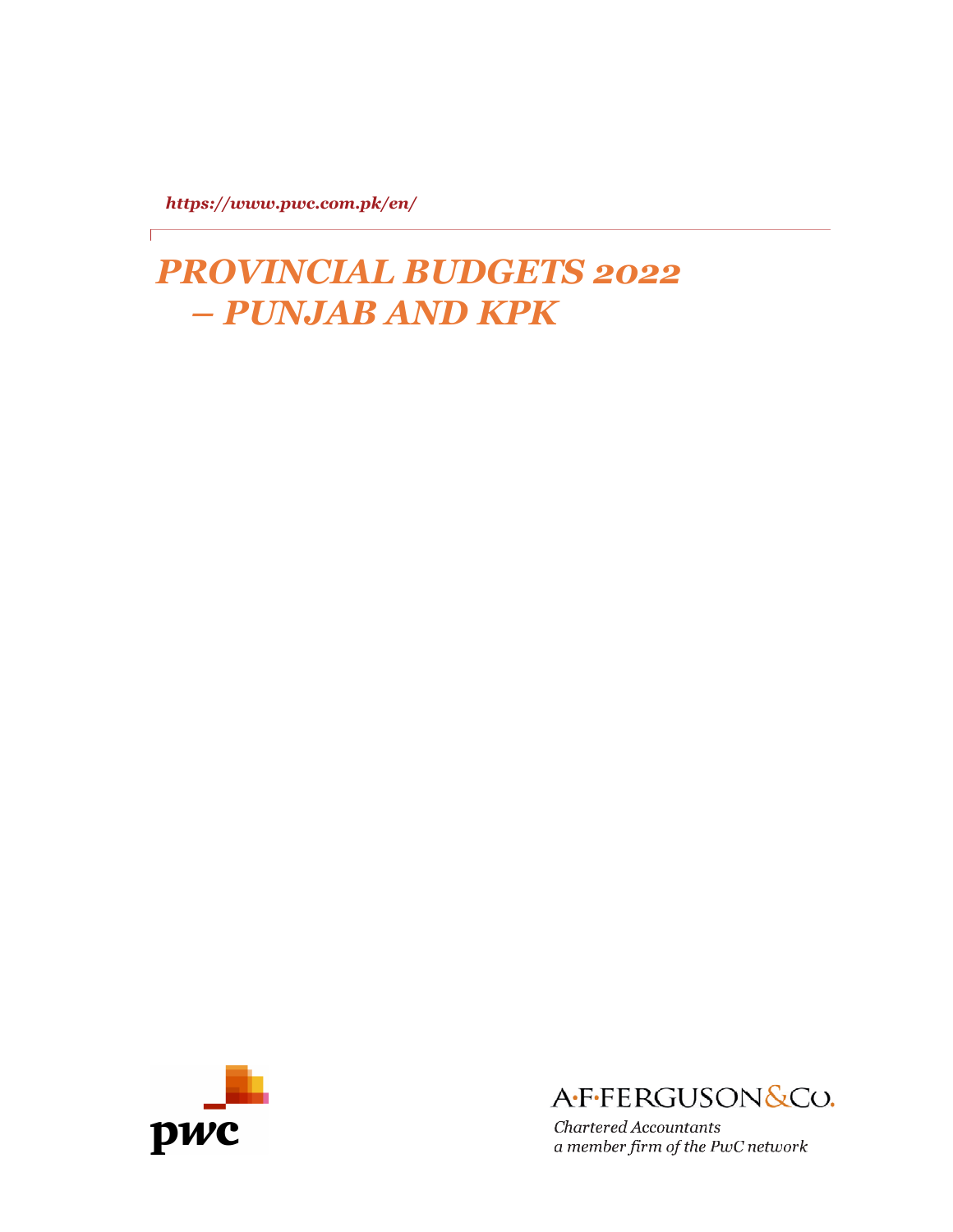*https://www.pwc.com.pk/en/*

# *PROVINCIAL BUDGETS 2022 – PUNJAB AND KPK*

pwc

A·F·FERGUSON&Co.

*Chartered Accountants*
*a member firm of the PwC network*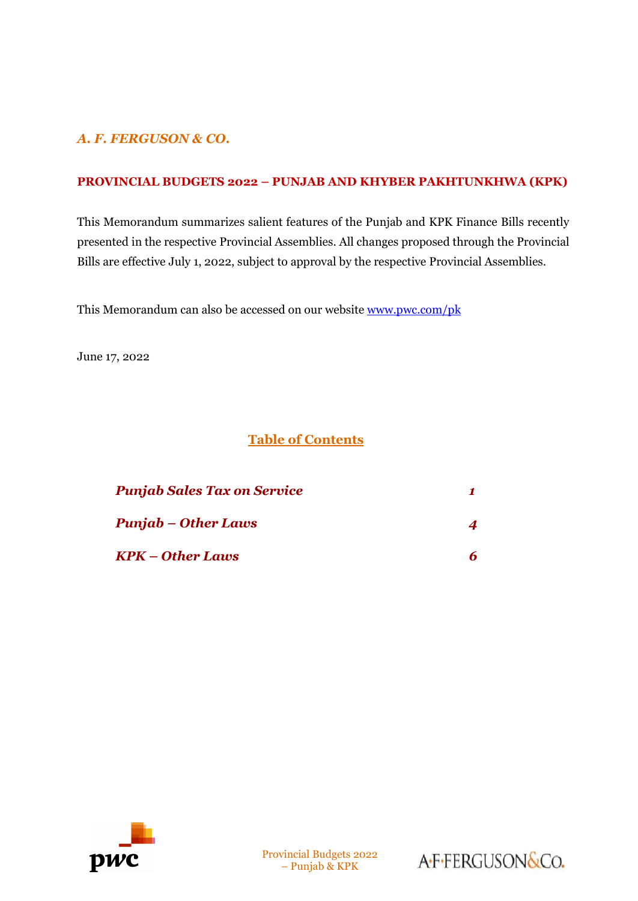*A. F. FERGUSON & CO.*

## PROVINCIAL BUDGETS 2022 – PUNJAB AND KHYBER PAKHTUNKHWA (KPK)

This Memorandum summarizes salient features of the Punjab and KPK Finance Bills recently presented in the respective Provincial Assemblies. All changes proposed through the Provincial Bills are effective July 1, 2022, subject to approval by the respective Provincial Assemblies.

This Memorandum can also be accessed on our website [www.pwc.com/pk](www.pwc.com/pk)

June 17, 2022

## Table of Contents

| | |
|---|---|
| ***Punjab Sales Tax on Service*** | ***1*** |
| ***Punjab – Other Laws*** | ***4*** |
| ***KPK – Other Laws*** | ***6*** |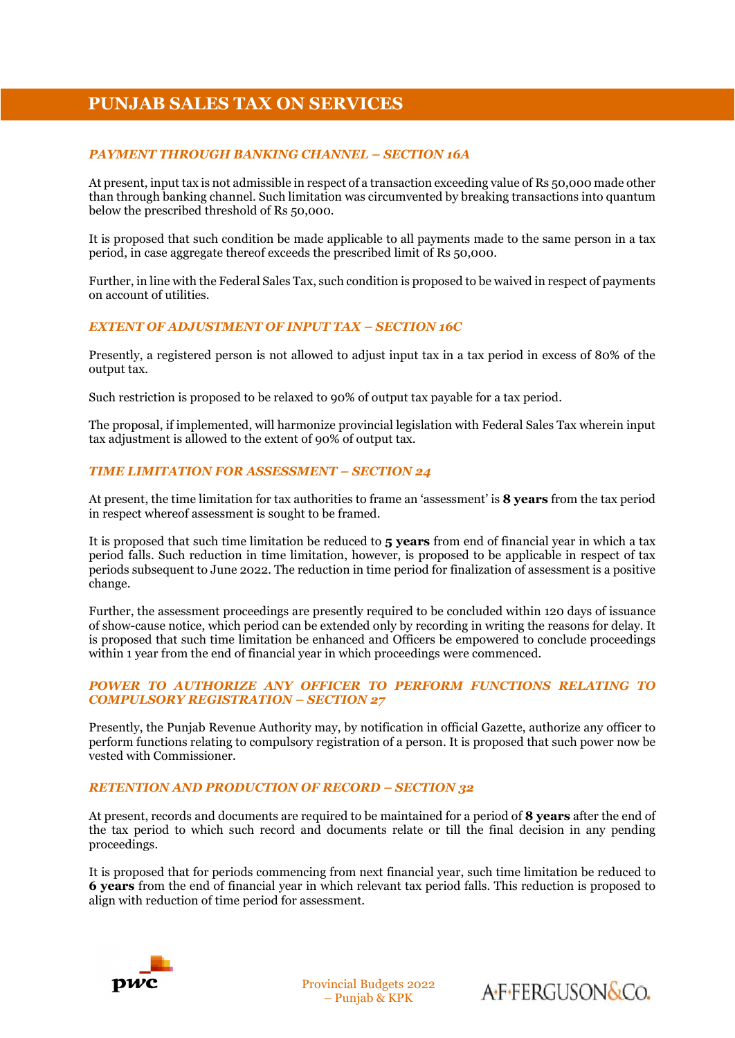# PUNJAB SALES TAX ON SERVICES

### *PAYMENT THROUGH BANKING CHANNEL – SECTION 16A*

At present, input tax is not admissible in respect of a transaction exceeding value of Rs 50,000 made other than through banking channel. Such limitation was circumvented by breaking transactions into quantum below the prescribed threshold of Rs 50,000.

It is proposed that such condition be made applicable to all payments made to the same person in a tax period, in case aggregate thereof exceeds the prescribed limit of Rs 50,000.

Further, in line with the Federal Sales Tax, such condition is proposed to be waived in respect of payments on account of utilities.

### *EXTENT OF ADJUSTMENT OF INPUT TAX – SECTION 16C*

Presently, a registered person is not allowed to adjust input tax in a tax period in excess of 80% of the output tax.

Such restriction is proposed to be relaxed to 90% of output tax payable for a tax period.

The proposal, if implemented, will harmonize provincial legislation with Federal Sales Tax wherein input tax adjustment is allowed to the extent of 90% of output tax.

### *TIME LIMITATION FOR ASSESSMENT – SECTION 24*

At present, the time limitation for tax authorities to frame an 'assessment' is **8 years** from the tax period in respect whereof assessment is sought to be framed.

It is proposed that such time limitation be reduced to **5 years** from end of financial year in which a tax period falls. Such reduction in time limitation, however, is proposed to be applicable in respect of tax periods subsequent to June 2022. The reduction in time period for finalization of assessment is a positive change.

Further, the assessment proceedings are presently required to be concluded within 120 days of issuance of show-cause notice, which period can be extended only by recording in writing the reasons for delay. It is proposed that such time limitation be enhanced and Officers be empowered to conclude proceedings within 1 year from the end of financial year in which proceedings were commenced.

### *POWER TO AUTHORIZE ANY OFFICER TO PERFORM FUNCTIONS RELATING TO COMPULSORY REGISTRATION – SECTION 27*

Presently, the Punjab Revenue Authority may, by notification in official Gazette, authorize any officer to perform functions relating to compulsory registration of a person. It is proposed that such power now be vested with Commissioner.

### *RETENTION AND PRODUCTION OF RECORD – SECTION 32*

At present, records and documents are required to be maintained for a period of **8 years** after the end of the tax period to which such record and documents relate or till the final decision in any pending proceedings.

It is proposed that for periods commencing from next financial year, such time limitation be reduced to **6 years** from the end of financial year in which relevant tax period falls. This reduction is proposed to align with reduction of time period for assessment.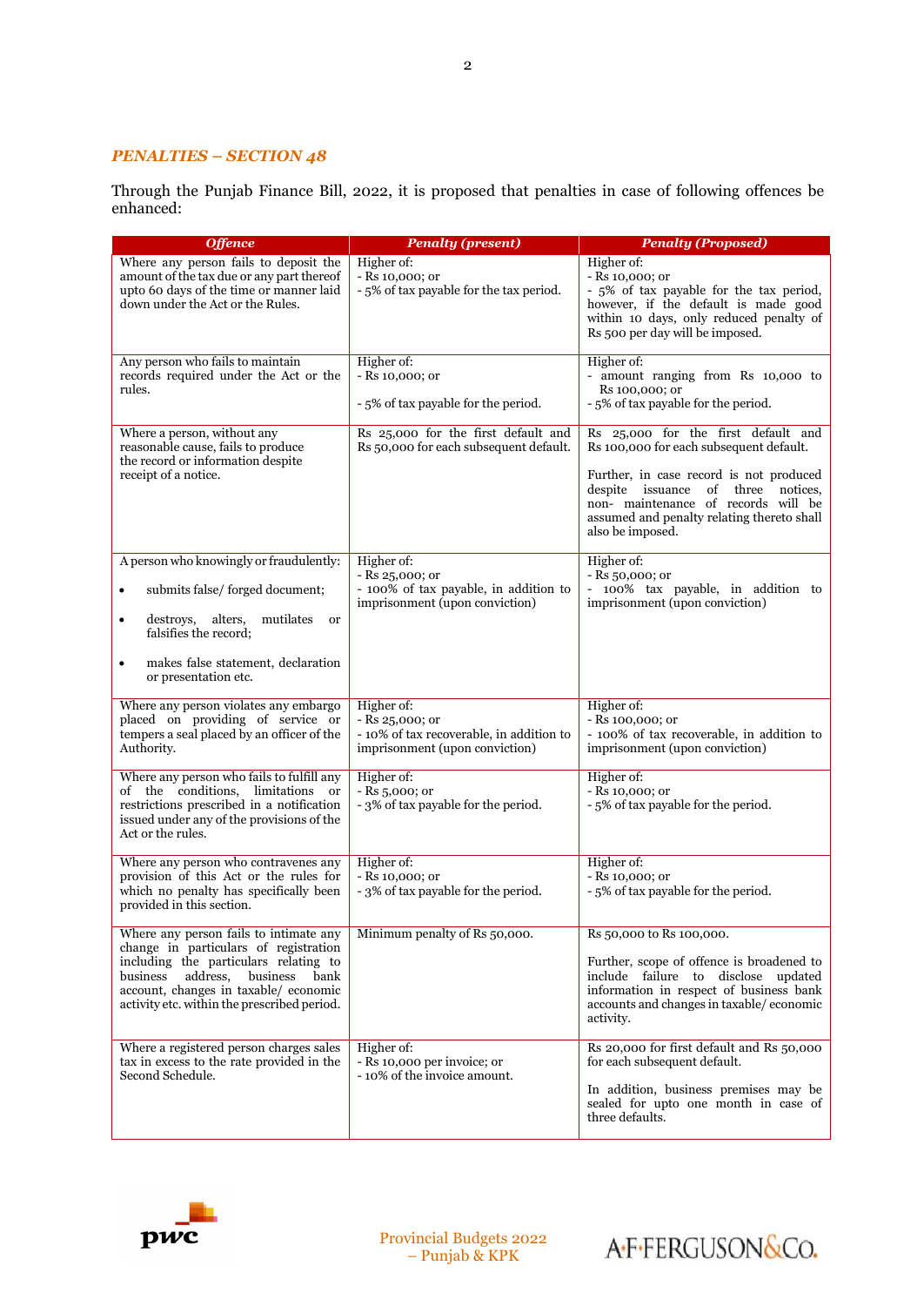### *PENALTIES – SECTION 48*

Through the Punjab Finance Bill, 2022, it is proposed that penalties in case of following offences be enhanced:

| *Offence* | *Penalty (present)* | *Penalty (Proposed)* |
|---|---|---|
| Where any person fails to deposit the amount of the tax due or any part thereof upto 60 days of the time or manner laid down under the Act or the Rules. | Higher of:<br>- Rs 10,000; or<br>- 5% of tax payable for the tax period. | Higher of:<br>- Rs 10,000; or<br>- 5% of tax payable for the tax period, however, if the default is made good within 10 days, only reduced penalty of Rs 500 per day will be imposed. |
| Any person who fails to maintain records required under the Act or the rules. | Higher of:<br>- Rs 10,000; or<br><br>- 5% of tax payable for the period. | Higher of:<br>- amount ranging from Rs 10,000 to Rs 100,000; or<br>- 5% of tax payable for the period. |
| Where a person, without any reasonable cause, fails to produce the record or information despite receipt of a notice. | Rs 25,000 for the first default and Rs 50,000 for each subsequent default. | Rs 25,000 for the first default and Rs 100,000 for each subsequent default.<br><br>Further, in case record is not produced despite issuance of three notices, non- maintenance of records will be assumed and penalty relating thereto shall also be imposed. |
| A person who knowingly or fraudulently:<br>• submits false/ forged document;<br>• destroys, alters, mutilates or falsifies the record;<br>• makes false statement, declaration or presentation etc. | Higher of:<br>- Rs 25,000; or<br>- 100% of tax payable, in addition to imprisonment (upon conviction) | Higher of:<br>- Rs 50,000; or<br>- 100% tax payable, in addition to imprisonment (upon conviction) |
| Where any person violates any embargo placed on providing of service or tempers a seal placed by an officer of the Authority. | Higher of:<br>- Rs 25,000; or<br>- 10% of tax recoverable, in addition to imprisonment (upon conviction) | Higher of:<br>- Rs 100,000; or<br>- 100% of tax recoverable, in addition to imprisonment (upon conviction) |
| Where any person who fails to fulfill any of the conditions, limitations or restrictions prescribed in a notification issued under any of the provisions of the Act or the rules. | Higher of:<br>- Rs 5,000; or<br>- 3% of tax payable for the period. | Higher of:<br>- Rs 10,000; or<br>- 5% of tax payable for the period. |
| Where any person who contravenes any provision of this Act or the rules for which no penalty has specifically been provided in this section. | Higher of:<br>- Rs 10,000; or<br>- 3% of tax payable for the period. | Higher of:<br>- Rs 10,000; or<br>- 5% of tax payable for the period. |
| Where any person fails to intimate any change in particulars of registration including the particulars relating to business address, business bank account, changes in taxable/ economic activity etc. within the prescribed period. | Minimum penalty of Rs 50,000. | Rs 50,000 to Rs 100,000.<br><br>Further, scope of offence is broadened to include failure to disclose updated information in respect of business bank accounts and changes in taxable/ economic activity. |
| Where a registered person charges sales tax in excess to the rate provided in the Second Schedule. | Higher of:<br>- Rs 10,000 per invoice; or<br>- 10% of the invoice amount. | Rs 20,000 for first default and Rs 50,000 for each subsequent default.<br><br>In addition, business premises may be sealed for upto one month in case of three defaults. |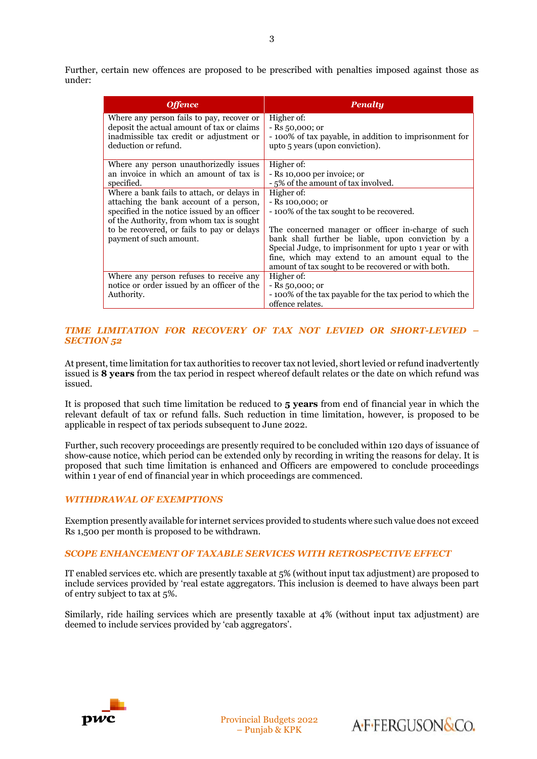Further, certain new offences are proposed to be prescribed with penalties imposed against those as under:

| *Offence* | *Penalty* |
|---|---|
| Where any person fails to pay, recover or deposit the actual amount of tax or claims inadmissible tax credit or adjustment or deduction or refund. | Higher of:<br>- Rs 50,000; or<br>- 100% of tax payable, in addition to imprisonment for upto 5 years (upon conviction). |
| Where any person unauthorizedly issues an invoice in which an amount of tax is specified. | Higher of:<br>- Rs 10,000 per invoice; or<br>- 5% of the amount of tax involved. |
| Where a bank fails to attach, or delays in attaching the bank account of a person, specified in the notice issued by an officer of the Authority, from whom tax is sought to be recovered, or fails to pay or delays payment of such amount. | Higher of:<br>- Rs 100,000; or<br>- 100% of the tax sought to be recovered.<br><br>The concerned manager or officer in-charge of such bank shall further be liable, upon conviction by a Special Judge, to imprisonment for upto 1 year or with fine, which may extend to an amount equal to the amount of tax sought to be recovered or with both. |
| Where any person refuses to receive any notice or order issued by an officer of the Authority. | Higher of:<br>- Rs 50,000; or<br>- 100% of the tax payable for the tax period to which the offence relates. |

## *TIME LIMITATION FOR RECOVERY OF TAX NOT LEVIED OR SHORT-LEVIED – SECTION 52*

At present, time limitation for tax authorities to recover tax not levied, short levied or refund inadvertently issued is **8 years** from the tax period in respect whereof default relates or the date on which refund was issued.

It is proposed that such time limitation be reduced to **5 years** from end of financial year in which the relevant default of tax or refund falls. Such reduction in time limitation, however, is proposed to be applicable in respect of tax periods subsequent to June 2022.

Further, such recovery proceedings are presently required to be concluded within 120 days of issuance of show-cause notice, which period can be extended only by recording in writing the reasons for delay. It is proposed that such time limitation is enhanced and Officers are empowered to conclude proceedings within 1 year of end of financial year in which proceedings are commenced.

## *WITHDRAWAL OF EXEMPTIONS*

Exemption presently available for internet services provided to students where such value does not exceed Rs 1,500 per month is proposed to be withdrawn.

## *SCOPE ENHANCEMENT OF TAXABLE SERVICES WITH RETROSPECTIVE EFFECT*

IT enabled services etc. which are presently taxable at 5% (without input tax adjustment) are proposed to include services provided by 'real estate aggregators. This inclusion is deemed to have always been part of entry subject to tax at 5%.

Similarly, ride hailing services which are presently taxable at 4% (without input tax adjustment) are deemed to include services provided by 'cab aggregators'.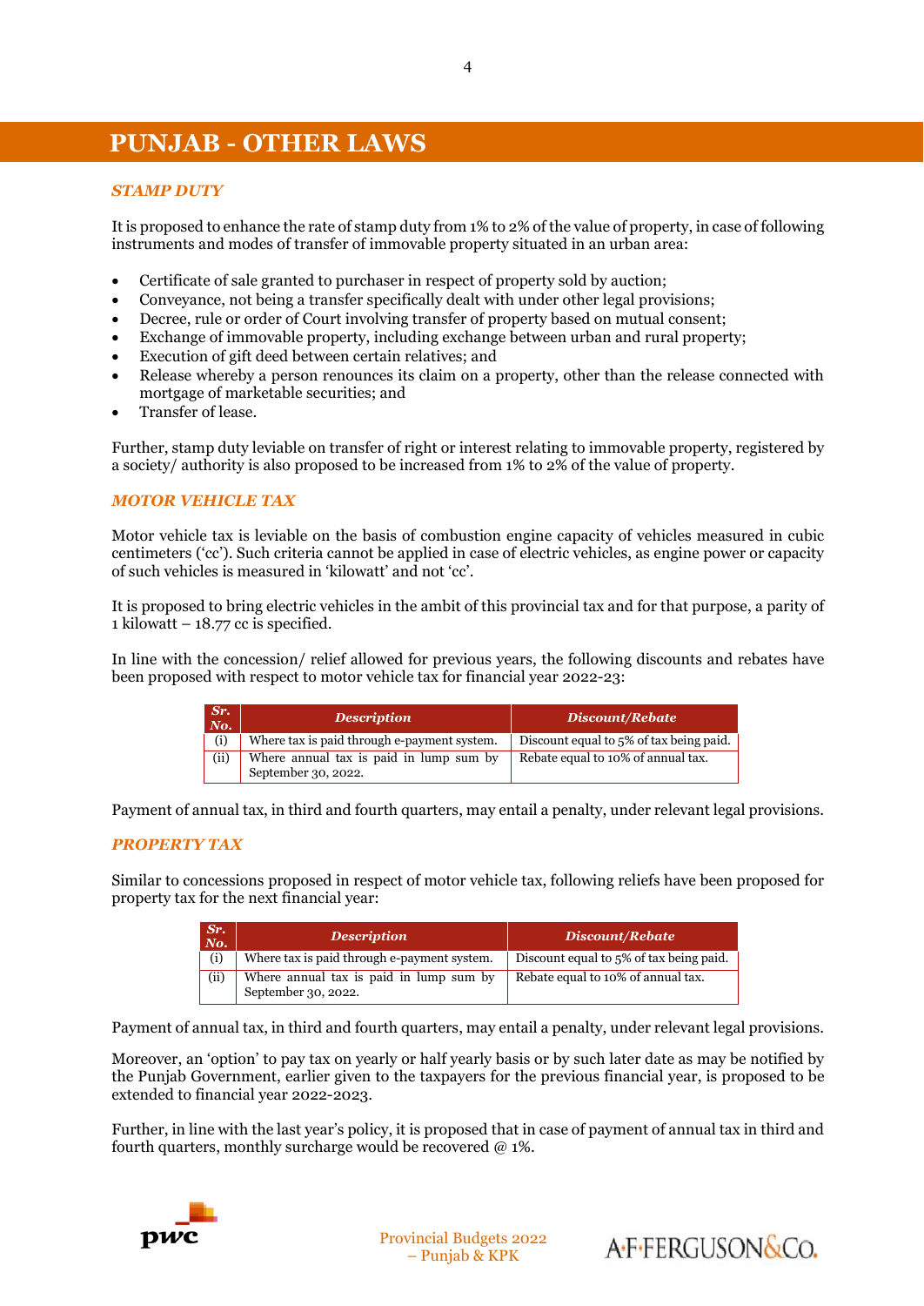# PUNJAB - OTHER LAWS

## *STAMP DUTY*

It is proposed to enhance the rate of stamp duty from 1% to 2% of the value of property, in case of following instruments and modes of transfer of immovable property situated in an urban area:

- Certificate of sale granted to purchaser in respect of property sold by auction;
- Conveyance, not being a transfer specifically dealt with under other legal provisions;
- Decree, rule or order of Court involving transfer of property based on mutual consent;
- Exchange of immovable property, including exchange between urban and rural property;
- Execution of gift deed between certain relatives; and
- Release whereby a person renounces its claim on a property, other than the release connected with mortgage of marketable securities; and
- Transfer of lease.

Further, stamp duty leviable on transfer of right or interest relating to immovable property, registered by a society/ authority is also proposed to be increased from 1% to 2% of the value of property.

## *MOTOR VEHICLE TAX*

Motor vehicle tax is leviable on the basis of combustion engine capacity of vehicles measured in cubic centimeters ('cc'). Such criteria cannot be applied in case of electric vehicles, as engine power or capacity of such vehicles is measured in 'kilowatt' and not 'cc'.

It is proposed to bring electric vehicles in the ambit of this provincial tax and for that purpose, a parity of 1 kilowatt – 18.77 cc is specified.

In line with the concession/ relief allowed for previous years, the following discounts and rebates have been proposed with respect to motor vehicle tax for financial year 2022-23:

| Sr. No. | Description | Discount/Rebate |
|---|---|---|
| (i) | Where tax is paid through e-payment system. | Discount equal to 5% of tax being paid. |
| (ii) | Where annual tax is paid in lump sum by September 30, 2022. | Rebate equal to 10% of annual tax. |

Payment of annual tax, in third and fourth quarters, may entail a penalty, under relevant legal provisions.

## *PROPERTY TAX*

Similar to concessions proposed in respect of motor vehicle tax, following reliefs have been proposed for property tax for the next financial year:

| Sr. No. | Description | Discount/Rebate |
|---|---|---|
| (i) | Where tax is paid through e-payment system. | Discount equal to 5% of tax being paid. |
| (ii) | Where annual tax is paid in lump sum by September 30, 2022. | Rebate equal to 10% of annual tax. |

Payment of annual tax, in third and fourth quarters, may entail a penalty, under relevant legal provisions.

Moreover, an 'option' to pay tax on yearly or half yearly basis or by such later date as may be notified by the Punjab Government, earlier given to the taxpayers for the previous financial year, is proposed to be extended to financial year 2022-2023.

Further, in line with the last year's policy, it is proposed that in case of payment of annual tax in third and fourth quarters, monthly surcharge would be recovered @ 1%.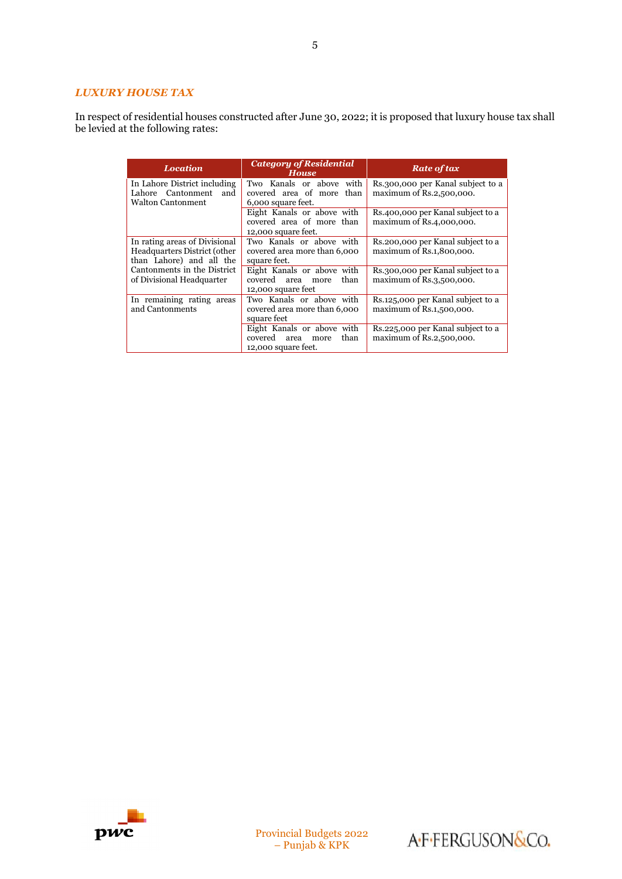## *LUXURY HOUSE TAX*

In respect of residential houses constructed after June 30, 2022; it is proposed that luxury house tax shall be levied at the following rates:

| *Location* | *Category of Residential House* | *Rate of tax* |
|---|---|---|
| In Lahore District including Lahore Cantonment and Walton Cantonment | Two Kanals or above with covered area of more than 6,000 square feet. | Rs.300,000 per Kanal subject to a maximum of Rs.2,500,000. |
| | Eight Kanals or above with covered area of more than 12,000 square feet. | Rs.400,000 per Kanal subject to a maximum of Rs.4,000,000. |
| In rating areas of Divisional Headquarters District (other than Lahore) and all the Cantonments in the District of Divisional Headquarter | Two Kanals or above with covered area more than 6,000 square feet. | Rs.200,000 per Kanal subject to a maximum of Rs.1,800,000. |
| | Eight Kanals or above with covered area more than 12,000 square feet | Rs.300,000 per Kanal subject to a maximum of Rs.3,500,000. |
| In remaining rating areas and Cantonments | Two Kanals or above with covered area more than 6,000 square feet | Rs.125,000 per Kanal subject to a maximum of Rs.1,500,000. |
| | Eight Kanals or above with covered area more than 12,000 square feet. | Rs.225,000 per Kanal subject to a maximum of Rs.2,500,000. |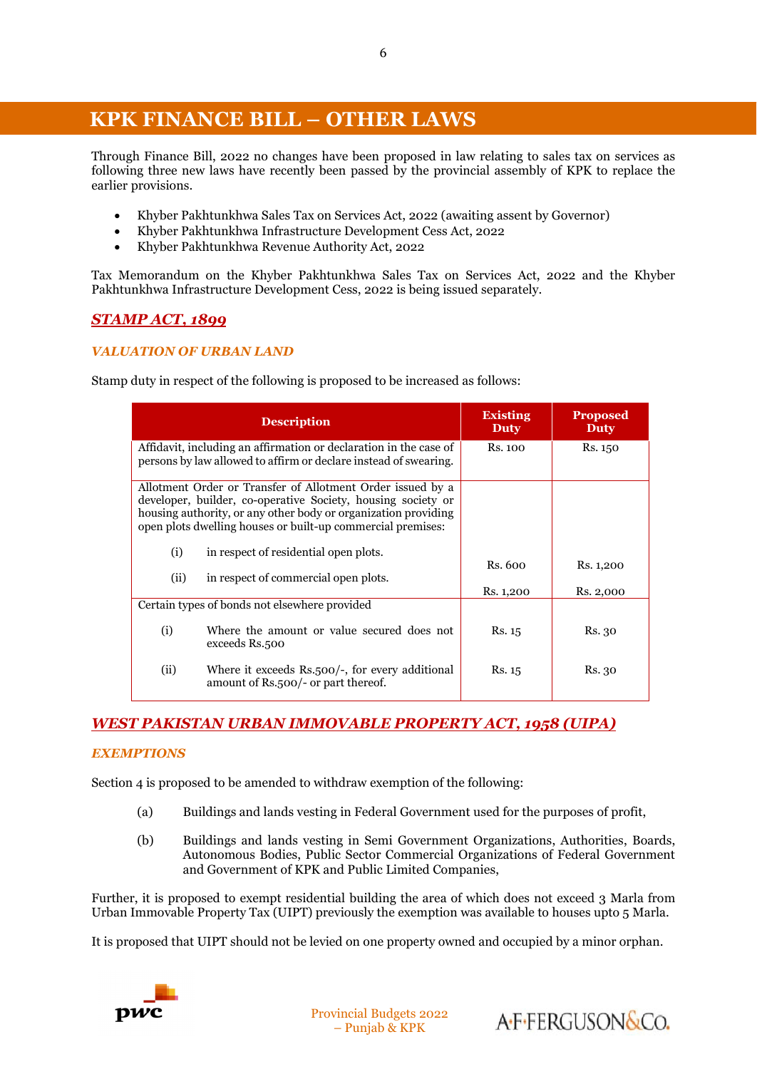# KPK FINANCE BILL – OTHER LAWS

Through Finance Bill, 2022 no changes have been proposed in law relating to sales tax on services as following three new laws have recently been passed by the provincial assembly of KPK to replace the earlier provisions.

- Khyber Pakhtunkhwa Sales Tax on Services Act, 2022 (awaiting assent by Governor)
- Khyber Pakhtunkhwa Infrastructure Development Cess Act, 2022
- Khyber Pakhtunkhwa Revenue Authority Act, 2022

Tax Memorandum on the Khyber Pakhtunkhwa Sales Tax on Services Act, 2022 and the Khyber Pakhtunkhwa Infrastructure Development Cess, 2022 is being issued separately.

## *STAMP ACT, 1899*

### *VALUATION OF URBAN LAND*

Stamp duty in respect of the following is proposed to be increased as follows:

| Description | Existing Duty | Proposed Duty |
|---|---|---|
| Affidavit, including an affirmation or declaration in the case of persons by law allowed to affirm or declare instead of swearing. | Rs. 100 | Rs. 150 |
| Allotment Order or Transfer of Allotment Order issued by a developer, builder, co-operative Society, housing society or housing authority, or any other body or organization providing open plots dwelling houses or built-up commercial premises: | | |
| (i) in respect of residential open plots. | Rs. 600 | Rs. 1,200 |
| (ii) in respect of commercial open plots. | Rs. 1,200 | Rs. 2,000 |
| Certain types of bonds not elsewhere provided | | |
| (i) Where the amount or value secured does not exceeds Rs.500 | Rs. 15 | Rs. 30 |
| (ii) Where it exceeds Rs.500/-, for every additional amount of Rs.500/- or part thereof. | Rs. 15 | Rs. 30 |

## *WEST PAKISTAN URBAN IMMOVABLE PROPERTY ACT, 1958 (UIPA)*

### *EXEMPTIONS*

Section 4 is proposed to be amended to withdraw exemption of the following:

(a) Buildings and lands vesting in Federal Government used for the purposes of profit,

(b) Buildings and lands vesting in Semi Government Organizations, Authorities, Boards, Autonomous Bodies, Public Sector Commercial Organizations of Federal Government and Government of KPK and Public Limited Companies,

Further, it is proposed to exempt residential building the area of which does not exceed 3 Marla from Urban Immovable Property Tax (UIPT) previously the exemption was available to houses upto 5 Marla.

It is proposed that UIPT should not be levied on one property owned and occupied by a minor orphan.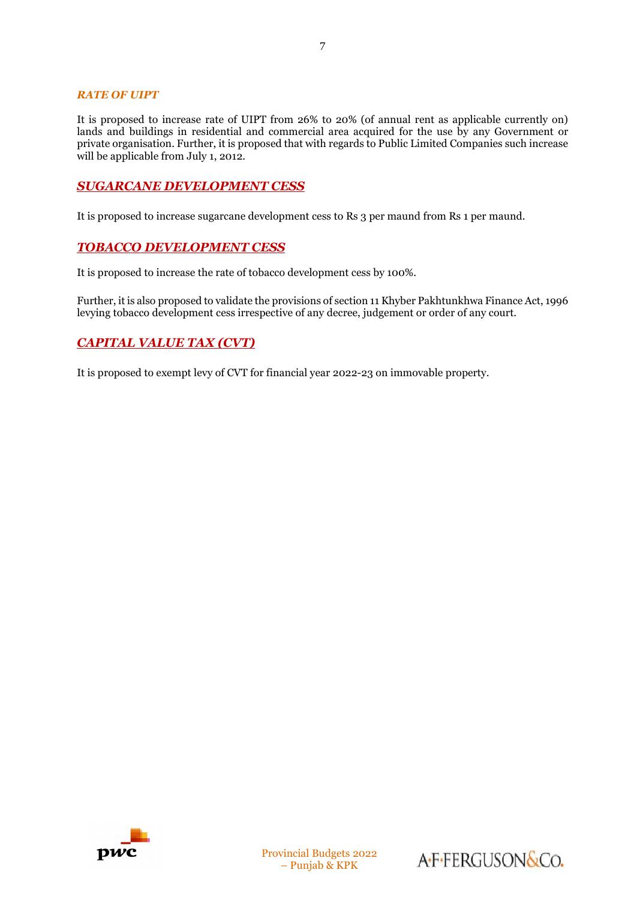### *RATE OF UIPT*

It is proposed to increase rate of UIPT from 26% to 20% (of annual rent as applicable currently on) lands and buildings in residential and commercial area acquired for the use by any Government or private organisation. Further, it is proposed that with regards to Public Limited Companies such increase will be applicable from July 1, 2012.

## *SUGARCANE DEVELOPMENT CESS*

It is proposed to increase sugarcane development cess to Rs 3 per maund from Rs 1 per maund.

## *TOBACCO DEVELOPMENT CESS*

It is proposed to increase the rate of tobacco development cess by 100%.

Further, it is also proposed to validate the provisions of section 11 Khyber Pakhtunkhwa Finance Act, 1996 levying tobacco development cess irrespective of any decree, judgement or order of any court.

## *CAPITAL VALUE TAX (CVT)*

It is proposed to exempt levy of CVT for financial year 2022-23 on immovable property.